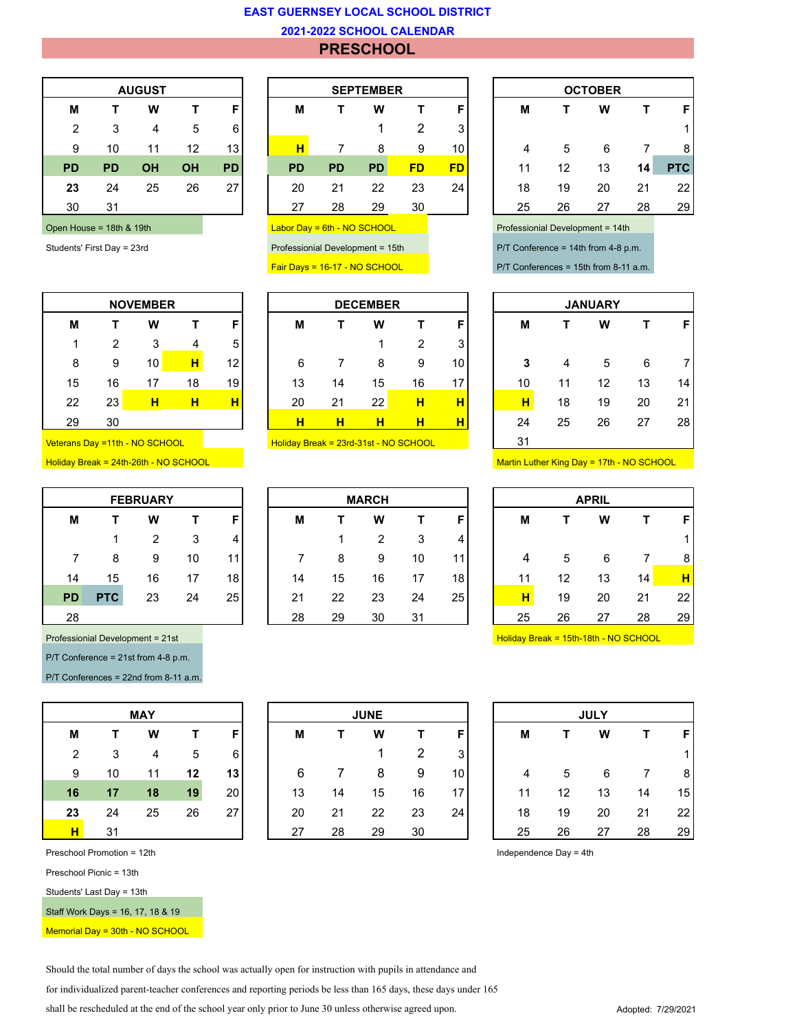# EAST GUERNSEY LOCAL SCHOOL DISTRICT

## 2021-2022 SCHOOL CALENDAR

## PRESCHOOL

### AUGUST

| M | T | W | T | F |
|---|---|---|---|---|
| 2 | 3 | 4 | 5 | 6 |
| 9 | 10 | 11 | 12 | 13 |
| PD | PD | OH | OH | PD |
| **23** | 24 | 25 | 26 | 27 |
| 30 | 31 | | | |

Open House = 18th & 19th

Students' First Day = 23rd

### SEPTEMBER

| M | T | W | T | F |
|---|---|---|---|---|
| | | 1 | 2 | 3 |
| H | 7 | 8 | 9 | 10 |
| PD | PD | PD | FD | FD |
| 20 | 21 | 22 | 23 | 24 |
| 27 | 28 | 29 | 30 | |

Labor Day = 6th - NO SCHOOL

Professional Development = 15th

Fair Days = 16-17 - NO SCHOOL

### OCTOBER

| M | T | W | T | F |
|---|---|---|---|---|
| | | | | 1 |
| 4 | 5 | 6 | 7 | 8 |
| 11 | 12 | 13 | **14** | PTC |
| 18 | 19 | 20 | 21 | 22 |
| 25 | 26 | 27 | 28 | 29 |

Professional Development = 14th

P/T Conference = 14th from 4-8 p.m.

P/T Conferences = 15th from 8-11 a.m.

### NOVEMBER

| M | T | W | T | F |
|---|---|---|---|---|
| 1 | 2 | 3 | 4 | 5 |
| 8 | 9 | 10 | H | 12 |
| 15 | 16 | 17 | 18 | 19 |
| 22 | 23 | H | H | H |
| 29 | 30 | | | |

Veterans Day =11th - NO SCHOOL

Holiday Break = 24th-26th - NO SCHOOL

### DECEMBER

| M | T | W | T | F |
|---|---|---|---|---|
| | | 1 | 2 | 3 |
| 6 | 7 | 8 | 9 | 10 |
| 13 | 14 | 15 | 16 | 17 |
| 20 | 21 | 22 | H | H |
| H | H | H | H | H |

Holiday Break = 23rd-31st - NO SCHOOL

### JANUARY

| M | T | W | T | F |
|---|---|---|---|---|
| **3** | 4 | 5 | 6 | 7 |
| 10 | 11 | 12 | 13 | 14 |
| H | 18 | 19 | 20 | 21 |
| 24 | 25 | 26 | 27 | 28 |
| 31 | | | | |

Martin Luther King Day = 17th - NO SCHOOL

### FEBRUARY

| M | T | W | T | F |
|---|---|---|---|---|
| | 1 | 2 | 3 | 4 |
| 7 | 8 | 9 | 10 | 11 |
| 14 | 15 | 16 | 17 | 18 |
| PD | PTC | 23 | 24 | 25 |
| 28 | | | | |

Professional Development = 21st

P/T Conference = 21st from 4-8 p.m.

P/T Conferences = 22nd from 8-11 a.m.

### MARCH

| M | T | W | T | F |
|---|---|---|---|---|
| | 1 | 2 | 3 | 4 |
| 7 | 8 | 9 | 10 | 11 |
| 14 | 15 | 16 | 17 | 18 |
| 21 | 22 | 23 | 24 | 25 |
| 28 | 29 | 30 | 31 | |

### APRIL

| M | T | W | T | F |
|---|---|---|---|---|
| | | | | 1 |
| 4 | 5 | 6 | 7 | 8 |
| 11 | 12 | 13 | 14 | H |
| H | 19 | 20 | 21 | 22 |
| 25 | 26 | 27 | 28 | 29 |

Holiday Break = 15th-18th - NO SCHOOL

### MAY

| M | T | W | T | F |
|---|---|---|---|---|
| 2 | 3 | 4 | 5 | 6 |
| 9 | 10 | 11 | **12** | **13** |
| **16** | **17** | **18** | **19** | 20 |
| **23** | 24 | 25 | 26 | 27 |
| H | 31 | | | |

Preschool Promotion = 12th

Preschool Picnic = 13th

Students' Last Day = 13th

Staff Work Days = 16, 17, 18 & 19

Memorial Day = 30th - NO SCHOOL

### JUNE

| M | T | W | T | F |
|---|---|---|---|---|
| | | 1 | 2 | 3 |
| 6 | 7 | 8 | 9 | 10 |
| 13 | 14 | 15 | 16 | 17 |
| 20 | 21 | 22 | 23 | 24 |
| 27 | 28 | 29 | 30 | |

### JULY

| M | T | W | T | F |
|---|---|---|---|---|
| | | | | 1 |
| 4 | 5 | 6 | 7 | 8 |
| 11 | 12 | 13 | 14 | 15 |
| 18 | 19 | 20 | 21 | 22 |
| 25 | 26 | 27 | 28 | 29 |

Independence Day = 4th

Should the total number of days the school was actually open for instruction with pupils in attendance and for individualized parent-teacher conferences and reporting periods be less than 165 days, these days under 165 shall be rescheduled at the end of the school year only prior to June 30 unless otherwise agreed upon.

Adopted: 7/29/2021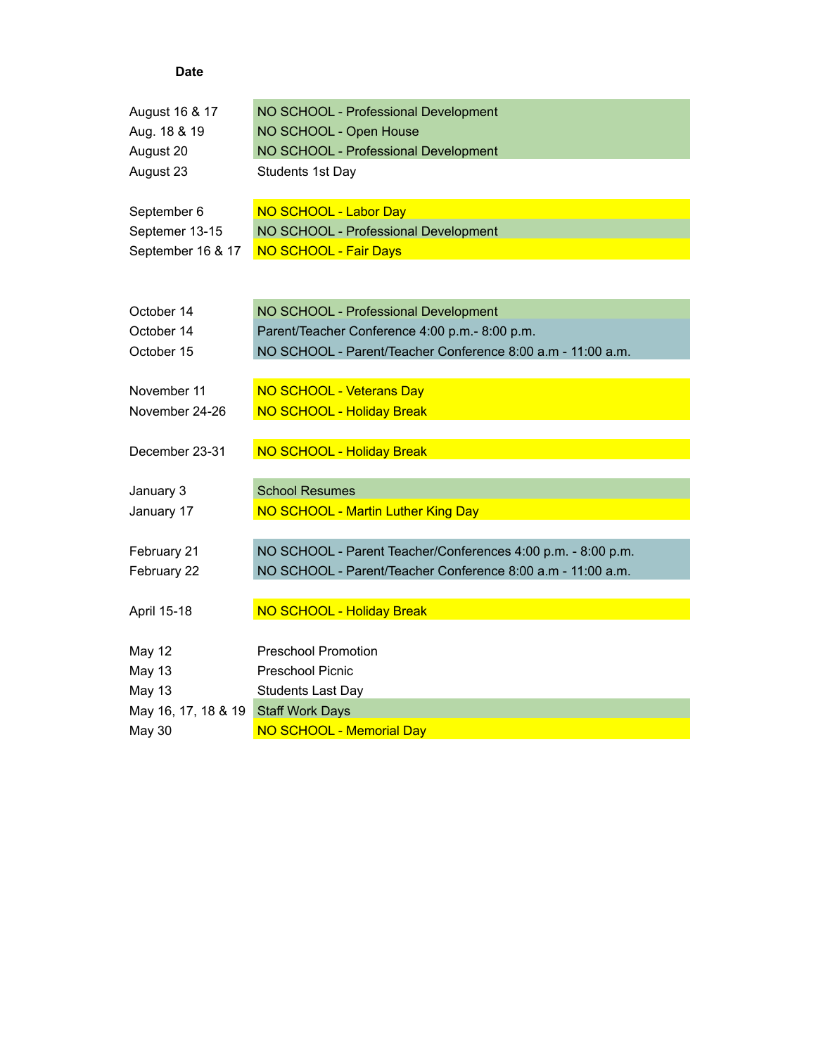| Date | |
|---|---|
| August 16 & 17 | NO SCHOOL - Professional Development |
| Aug. 18 & 19 | NO SCHOOL - Open House |
| August 20 | NO SCHOOL - Professional Development |
| August 23 | Students 1st Day |
| | |
| September 6 | NO SCHOOL - Labor Day |
| Septemer 13-15 | NO SCHOOL - Professional Development |
| September 16 & 17 | NO SCHOOL - Fair Days |
| | |
| October 14 | NO SCHOOL - Professional Development |
| October 14 | Parent/Teacher Conference 4:00 p.m.- 8:00 p.m. |
| October 15 | NO SCHOOL - Parent/Teacher Conference 8:00 a.m - 11:00 a.m. |
| | |
| November 11 | NO SCHOOL - Veterans Day |
| November 24-26 | NO SCHOOL - Holiday Break |
| | |
| December 23-31 | NO SCHOOL - Holiday Break |
| | |
| January 3 | School Resumes |
| January 17 | NO SCHOOL - Martin Luther King Day |
| | |
| February 21 | NO SCHOOL - Parent Teacher/Conferences 4:00 p.m. - 8:00 p.m. |
| February 22 | NO SCHOOL - Parent/Teacher Conference 8:00 a.m - 11:00 a.m. |
| | |
| April 15-18 | NO SCHOOL - Holiday Break |
| | |
| May 12 | Preschool Promotion |
| May 13 | Preschool Picnic |
| May 13 | Students Last Day |
| May 16, 17, 18 & 19 | Staff Work Days |
| May 30 | NO SCHOOL - Memorial Day |